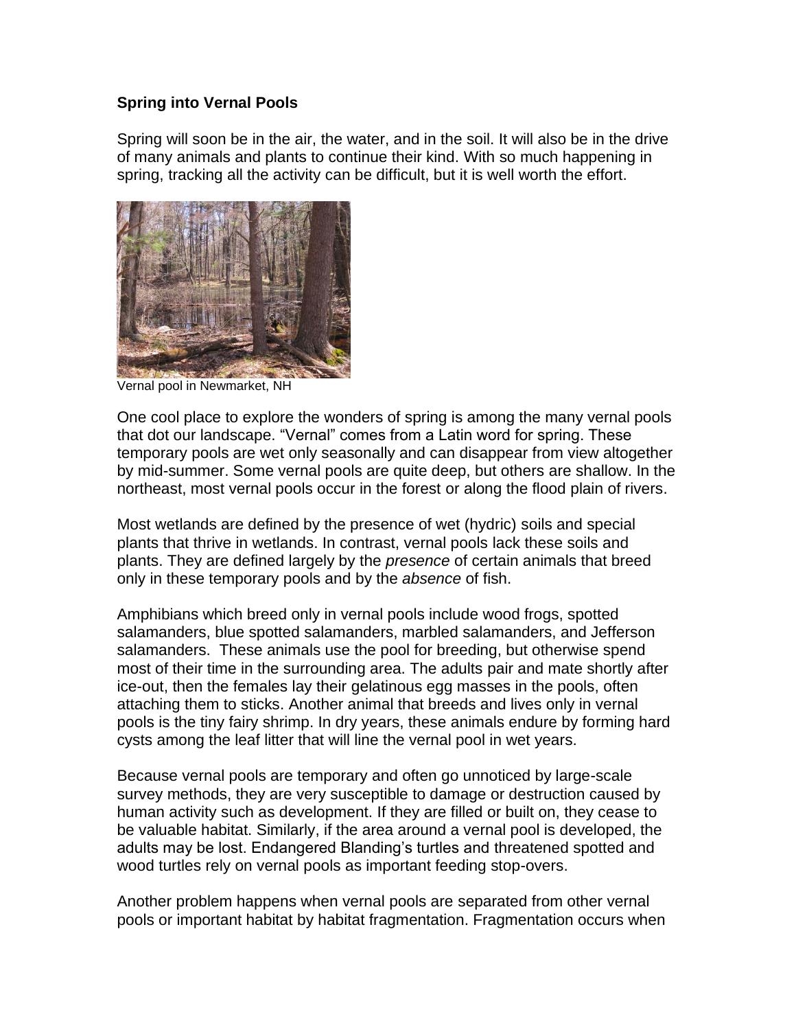**Spring into Vernal Pools**

Spring will soon be in the air, the water, and in the soil. It will also be in the drive of many animals and plants to continue their kind. With so much happening in spring, tracking all the activity can be difficult, but it is well worth the effort.

Vernal pool in Newmarket, NH

One cool place to explore the wonders of spring is among the many vernal pools that dot our landscape. “Vernal” comes from a Latin word for spring. These temporary pools are wet only seasonally and can disappear from view altogether by mid-summer. Some vernal pools are quite deep, but others are shallow. In the northeast, most vernal pools occur in the forest or along the flood plain of rivers.

Most wetlands are defined by the presence of wet (hydric) soils and special plants that thrive in wetlands. In contrast, vernal pools lack these soils and plants. They are defined largely by the *presence* of certain animals that breed only in these temporary pools and by the *absence* of fish.

Amphibians which breed only in vernal pools include wood frogs, spotted salamanders, blue spotted salamanders, marbled salamanders, and Jefferson salamanders. These animals use the pool for breeding, but otherwise spend most of their time in the surrounding area. The adults pair and mate shortly after ice-out, then the females lay their gelatinous egg masses in the pools, often attaching them to sticks. Another animal that breeds and lives only in vernal pools is the tiny fairy shrimp. In dry years, these animals endure by forming hard cysts among the leaf litter that will line the vernal pool in wet years.

Because vernal pools are temporary and often go unnoticed by large-scale survey methods, they are very susceptible to damage or destruction caused by human activity such as development. If they are filled or built on, they cease to be valuable habitat. Similarly, if the area around a vernal pool is developed, the adults may be lost. Endangered Blanding’s turtles and threatened spotted and wood turtles rely on vernal pools as important feeding stop-overs.

Another problem happens when vernal pools are separated from other vernal pools or important habitat by habitat fragmentation. Fragmentation occurs when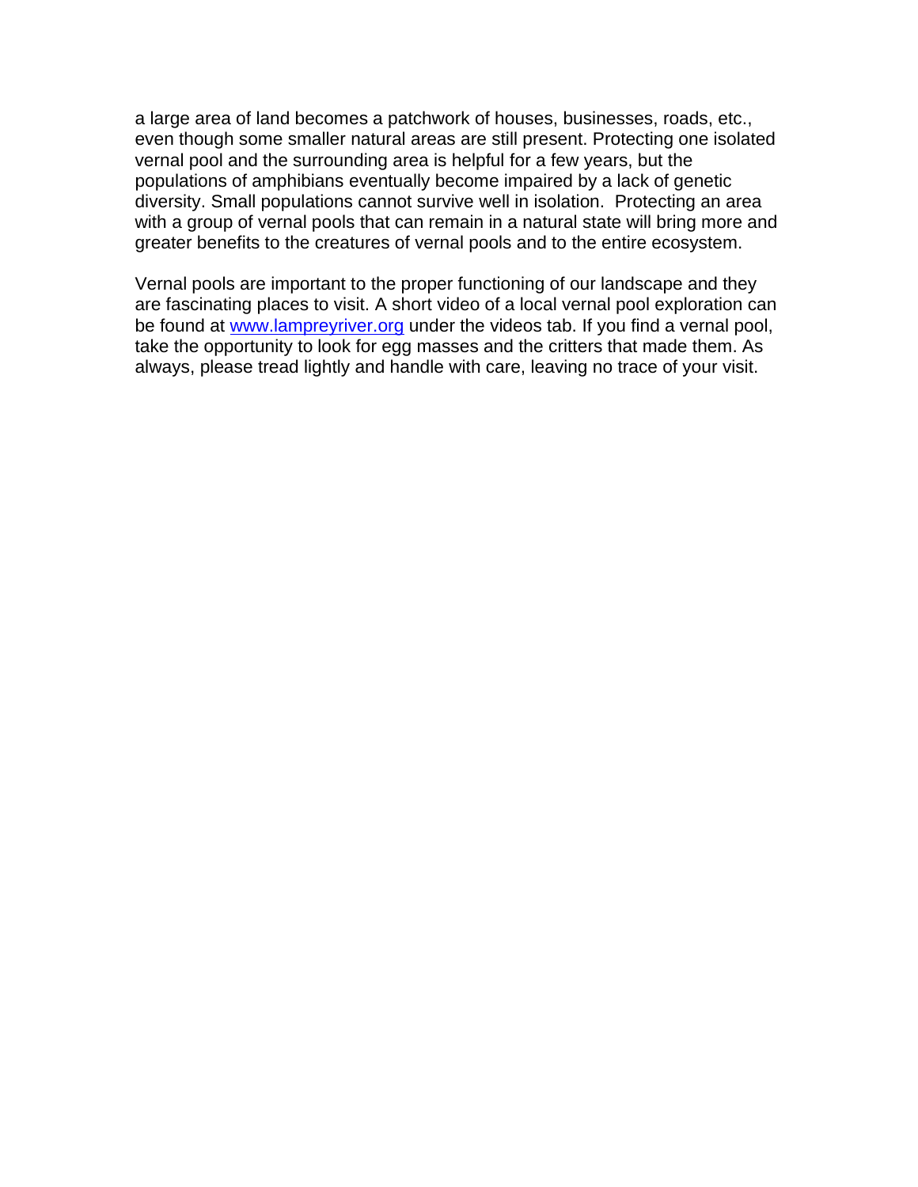a large area of land becomes a patchwork of houses, businesses, roads, etc., even though some smaller natural areas are still present. Protecting one isolated vernal pool and the surrounding area is helpful for a few years, but the populations of amphibians eventually become impaired by a lack of genetic diversity. Small populations cannot survive well in isolation. Protecting an area with a group of vernal pools that can remain in a natural state will bring more and greater benefits to the creatures of vernal pools and to the entire ecosystem.

Vernal pools are important to the proper functioning of our landscape and they are fascinating places to visit. A short video of a local vernal pool exploration can be found at [www.lampreyriver.org](http://www.lampreyriver.org) under the videos tab. If you find a vernal pool, take the opportunity to look for egg masses and the critters that made them. As always, please tread lightly and handle with care, leaving no trace of your visit.